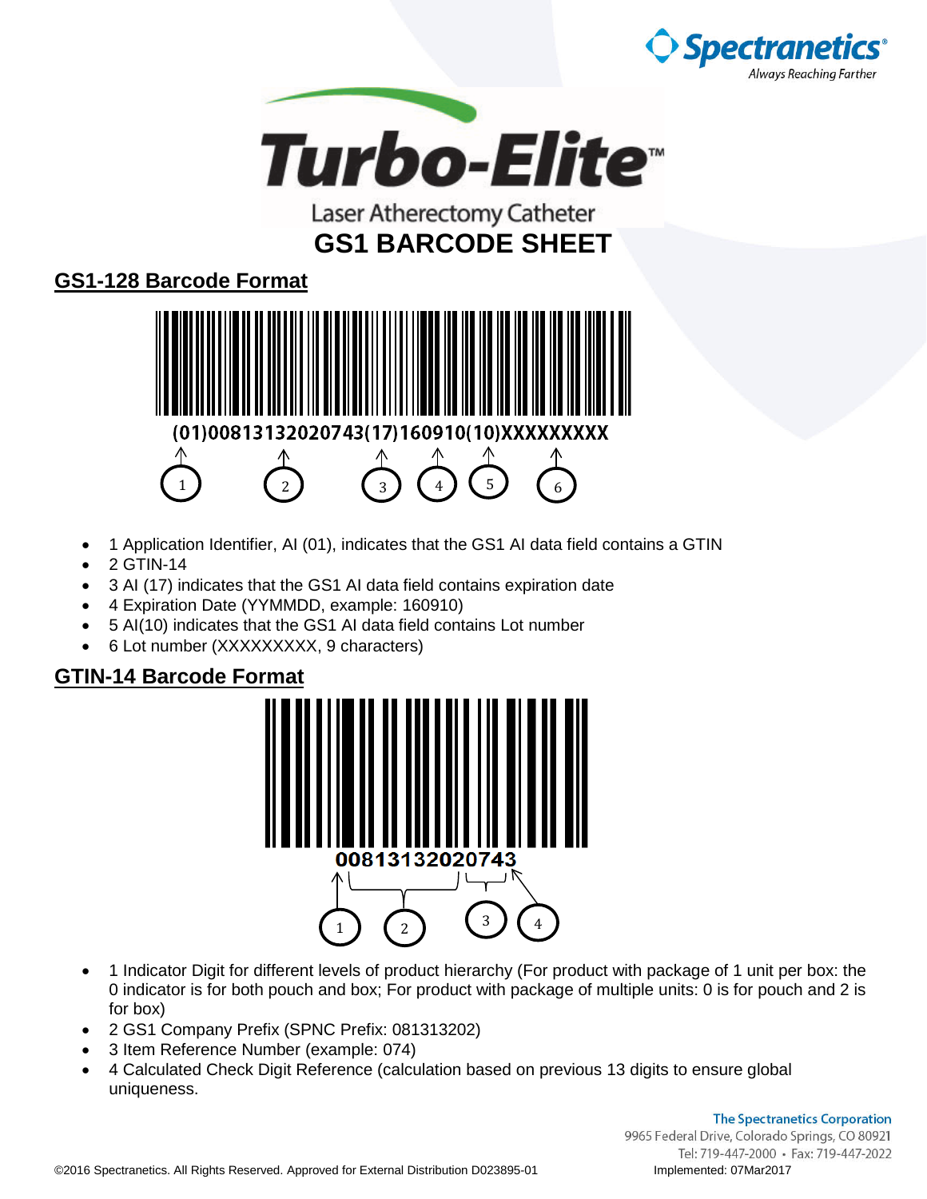Spectranetics®
*Always Reaching Farther*

# Turbo-Elite™

Laser Atherectomy Catheter

# GS1 BARCODE SHEET

## GS1-128 Barcode Format

(01)00813132020743(17)160910(10)XXXXXXXXX

- 1 Application Identifier, AI (01), indicates that the GS1 AI data field contains a GTIN
- 2 GTIN-14
- 3 AI (17) indicates that the GS1 AI data field contains expiration date
- 4 Expiration Date (YYMMDD, example: 160910)
- 5 AI(10) indicates that the GS1 AI data field contains Lot number
- 6 Lot number (XXXXXXXXX, 9 characters)

## GTIN-14 Barcode Format

00813132020743

- 1 Indicator Digit for different levels of product hierarchy (For product with package of 1 unit per box: the 0 indicator is for both pouch and box; For product with package of multiple units: 0 is for pouch and 2 is for box)
- 2 GS1 Company Prefix (SPNC Prefix: 081313202)
- 3 Item Reference Number (example: 074)
- 4 Calculated Check Digit Reference (calculation based on previous 13 digits to ensure global uniqueness.

The Spectranetics Corporation
9965 Federal Drive, Colorado Springs, CO 80921
Tel: 719-447-2000 • Fax: 719-447-2022

©2016 Spectranetics. All Rights Reserved. Approved for External Distribution D023895-01

Implemented: 07Mar2017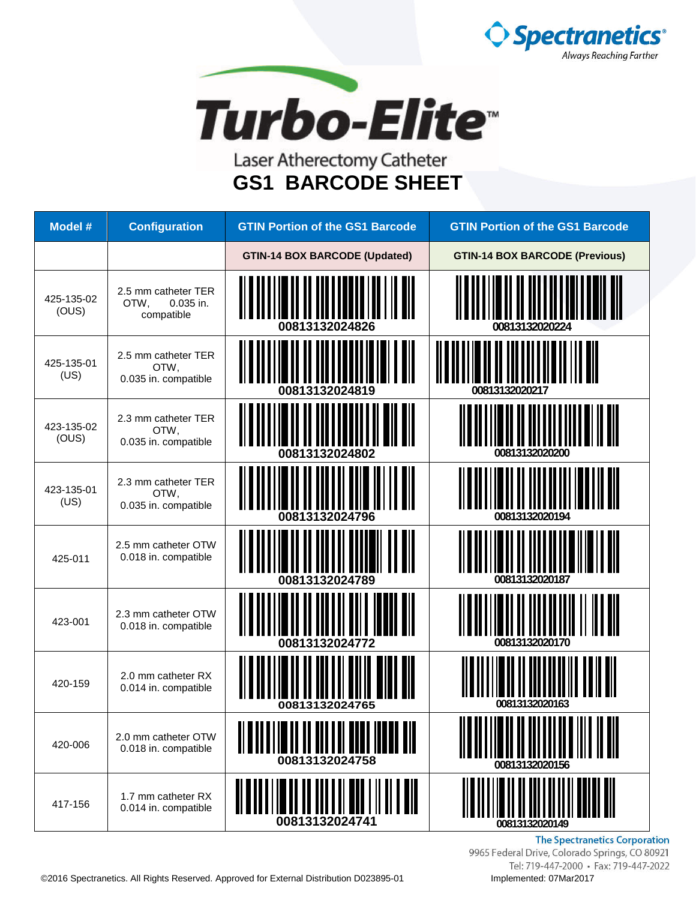Spectranetics
Always Reaching Farther

# Turbo-Elite™

Laser Atherectomy Catheter

## GS1 BARCODE SHEET

| Model # | Configuration | GTIN Portion of the GS1 Barcode | GTIN Portion of the GS1 Barcode |
|---|---|---|---|
| | | GTIN-14 BOX BARCODE (Updated) | GTIN-14 BOX BARCODE (Previous) |
| 425-135-02 (OUS) | 2.5 mm catheter TER OTW, 0.035 in. compatible | 00813132024826 | 00813132020224 |
| 425-135-01 (US) | 2.5 mm catheter TER OTW, 0.035 in. compatible | 00813132024819 | 00813132020217 |
| 423-135-02 (OUS) | 2.3 mm catheter TER OTW, 0.035 in. compatible | 00813132024802 | 00813132020200 |
| 423-135-01 (US) | 2.3 mm catheter TER OTW, 0.035 in. compatible | 00813132024796 | 00813132020194 |
| 425-011 | 2.5 mm catheter OTW 0.018 in. compatible | 00813132024789 | 00813132020187 |
| 423-001 | 2.3 mm catheter OTW 0.018 in. compatible | 00813132024772 | 00813132020170 |
| 420-159 | 2.0 mm catheter RX 0.014 in. compatible | 00813132024765 | 00813132020163 |
| 420-006 | 2.0 mm catheter OTW 0.018 in. compatible | 00813132024758 | 00813132020156 |
| 417-156 | 1.7 mm catheter RX 0.014 in. compatible | 00813132024741 | 00813132020149 |

The Spectranetics Corporation
9965 Federal Drive, Colorado Springs, CO 80921
Tel: 719-447-2000 • Fax: 719-447-2022

©2016 Spectranetics. All Rights Reserved. Approved for External Distribution D023895-01

Implemented: 07Mar2017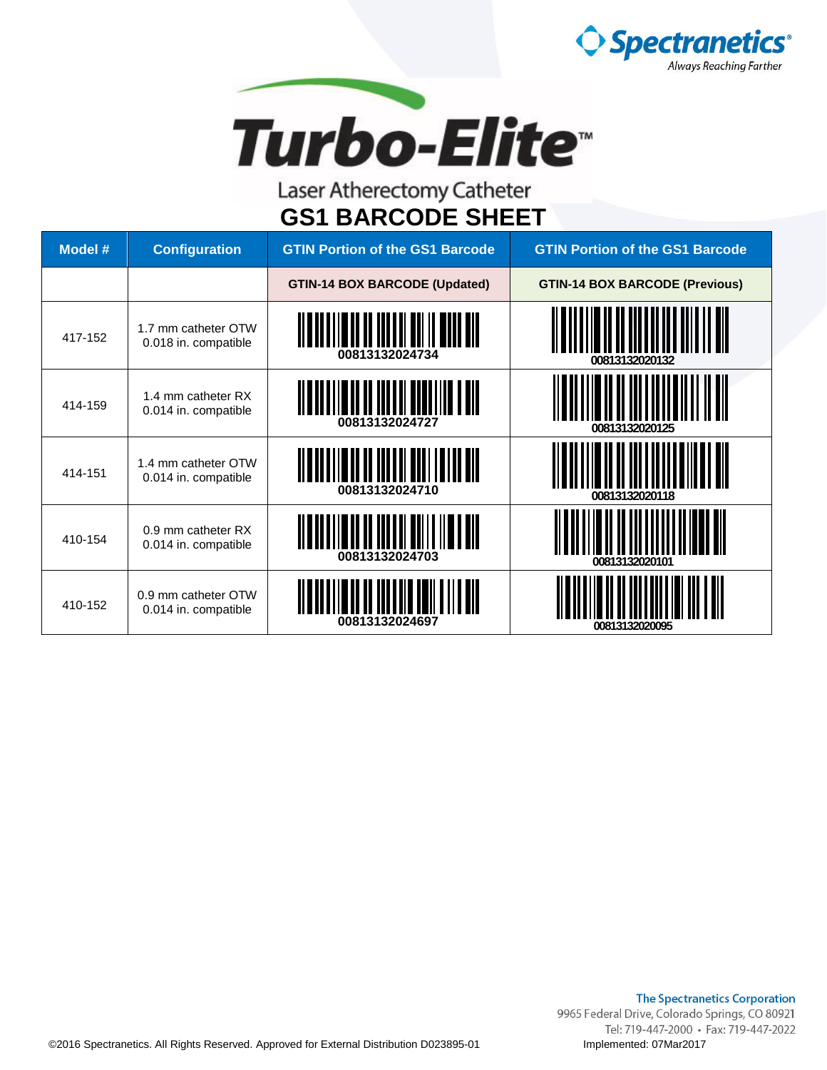Spectranetics®
*Always Reaching Farther*

# Turbo-Elite™

Laser Atherectomy Catheter

## GS1 BARCODE SHEET

| Model # | Configuration | GTIN Portion of the GS1 Barcode | GTIN Portion of the GS1 Barcode |
|---|---|---|---|
| | | GTIN-14 BOX BARCODE (Updated) | GTIN-14 BOX BARCODE (Previous) |
| 417-152 | 1.7 mm catheter OTW 0.018 in. compatible | 00813132024734 | 00813132020132 |
| 414-159 | 1.4 mm catheter RX 0.014 in. compatible | 00813132024727 | 00813132020125 |
| 414-151 | 1.4 mm catheter OTW 0.014 in. compatible | 00813132024710 | 00813132020118 |
| 410-154 | 0.9 mm catheter RX 0.014 in. compatible | 00813132024703 | 00813132020101 |
| 410-152 | 0.9 mm catheter OTW 0.014 in. compatible | 00813132024697 | 00813132020095 |

**The Spectranetics Corporation**
9965 Federal Drive, Colorado Springs, CO 80921
Tel: 719-447-2000 • Fax: 719-447-2022

©2016 Spectranetics. All Rights Reserved. Approved for External Distribution D023895-01

Implemented: 07Mar2017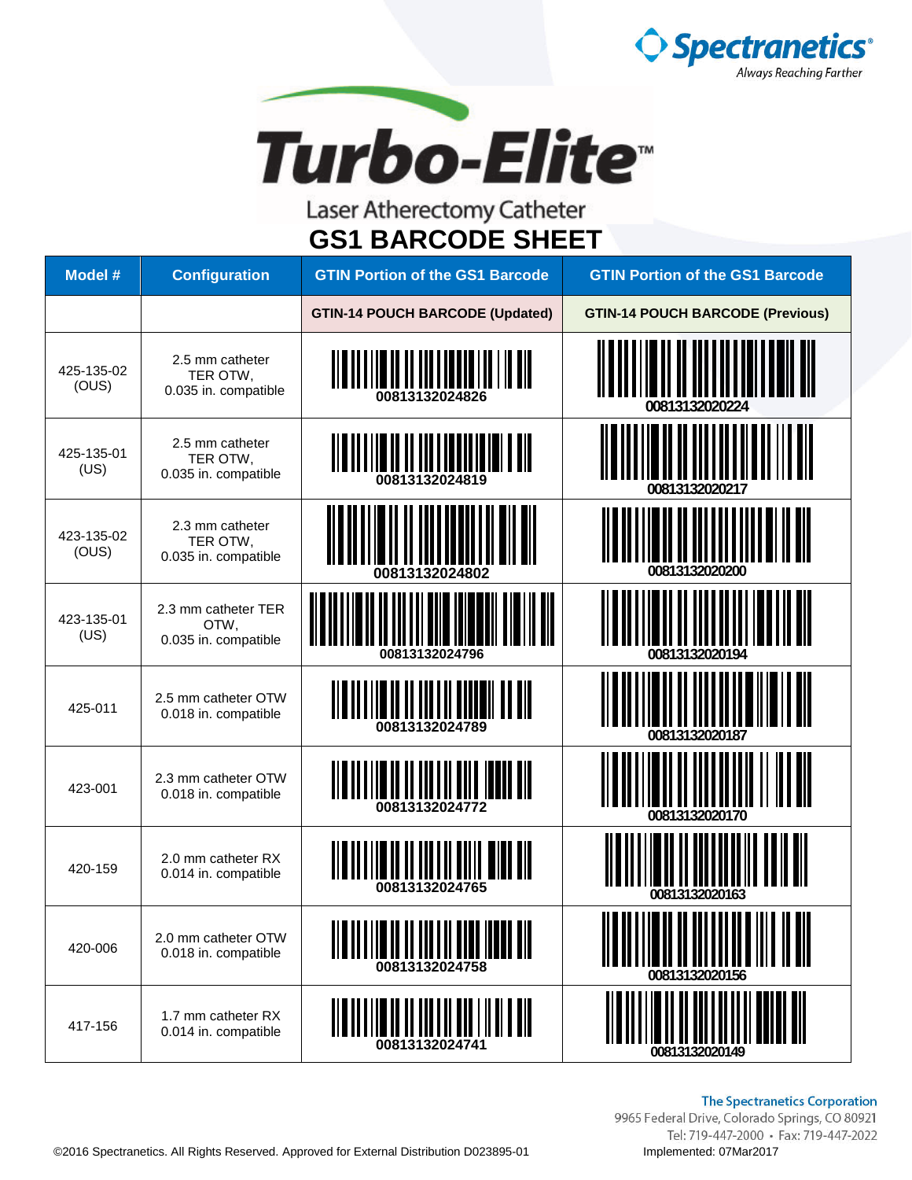Spectranetics®
*Always Reaching Farther*

# Turbo-Elite™

Laser Atherectomy Catheter

## GS1 BARCODE SHEET

| Model # | Configuration | GTIN Portion of the GS1 Barcode | GTIN Portion of the GS1 Barcode |
|---|---|---|---|
| | | GTIN-14 POUCH BARCODE (Updated) | GTIN-14 POUCH BARCODE (Previous) |
| 425-135-02 (OUS) | 2.5 mm catheter TER OTW, 0.035 in. compatible | 00813132024826 | 00813132020224 |
| 425-135-01 (US) | 2.5 mm catheter TER OTW, 0.035 in. compatible | 00813132024819 | 00813132020217 |
| 423-135-02 (OUS) | 2.3 mm catheter TER OTW, 0.035 in. compatible | 00813132024802 | 00813132020200 |
| 423-135-01 (US) | 2.3 mm catheter TER OTW, 0.035 in. compatible | 00813132024796 | 00813132020194 |
| 425-011 | 2.5 mm catheter OTW 0.018 in. compatible | 00813132024789 | 00813132020187 |
| 423-001 | 2.3 mm catheter OTW 0.018 in. compatible | 00813132024772 | 00813132020170 |
| 420-159 | 2.0 mm catheter RX 0.014 in. compatible | 00813132024765 | 00813132020163 |
| 420-006 | 2.0 mm catheter OTW 0.018 in. compatible | 00813132024758 | 00813132020156 |
| 417-156 | 1.7 mm catheter RX 0.014 in. compatible | 00813132024741 | 00813132020149 |

The Spectranetics Corporation
9965 Federal Drive, Colorado Springs, CO 80921
Tel: 719-447-2000 • Fax: 719-447-2022

©2016 Spectranetics. All Rights Reserved. Approved for External Distribution D023895-01

Implemented: 07Mar2017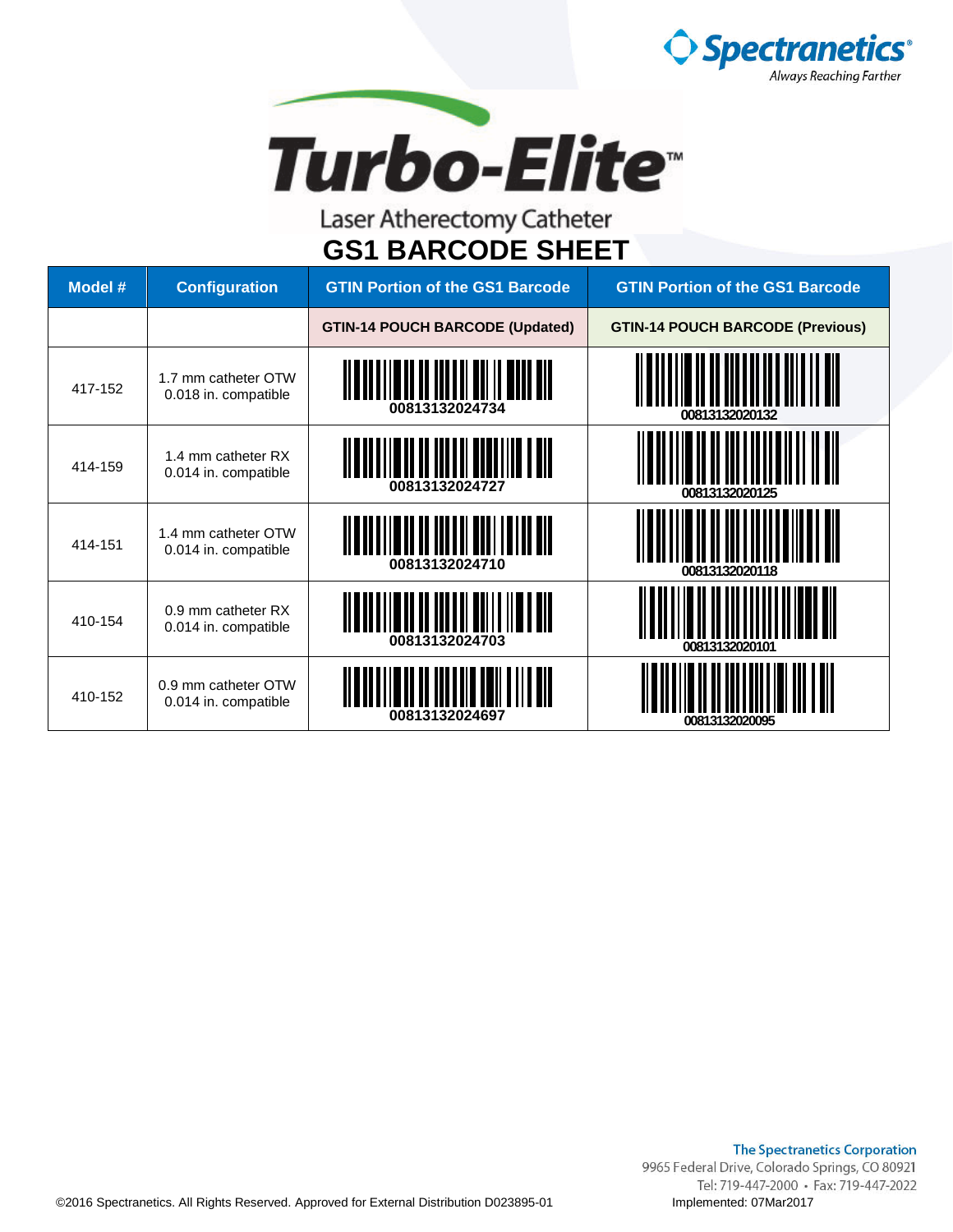Spectranetics

Always Reaching Farther

# Turbo-Elite™

Laser Atherectomy Catheter

## GS1 BARCODE SHEET

| Model # | Configuration | GTIN Portion of the GS1 Barcode | GTIN Portion of the GS1 Barcode |
|---|---|---|---|
| | | GTIN-14 POUCH BARCODE (Updated) | GTIN-14 POUCH BARCODE (Previous) |
| 417-152 | 1.7 mm catheter OTW 0.018 in. compatible | 00813132024734 | 00813132020132 |
| 414-159 | 1.4 mm catheter RX 0.014 in. compatible | 00813132024727 | 00813132020125 |
| 414-151 | 1.4 mm catheter OTW 0.014 in. compatible | 00813132024710 | 00813132020118 |
| 410-154 | 0.9 mm catheter RX 0.014 in. compatible | 00813132024703 | 00813132020101 |
| 410-152 | 0.9 mm catheter OTW 0.014 in. compatible | 00813132024697 | 00813132020095 |

©2016 Spectranetics. All Rights Reserved. Approved for External Distribution D023895-01

The Spectranetics Corporation
9965 Federal Drive, Colorado Springs, CO 80921
Tel: 719-447-2000 • Fax: 719-447-2022
Implemented: 07Mar2017